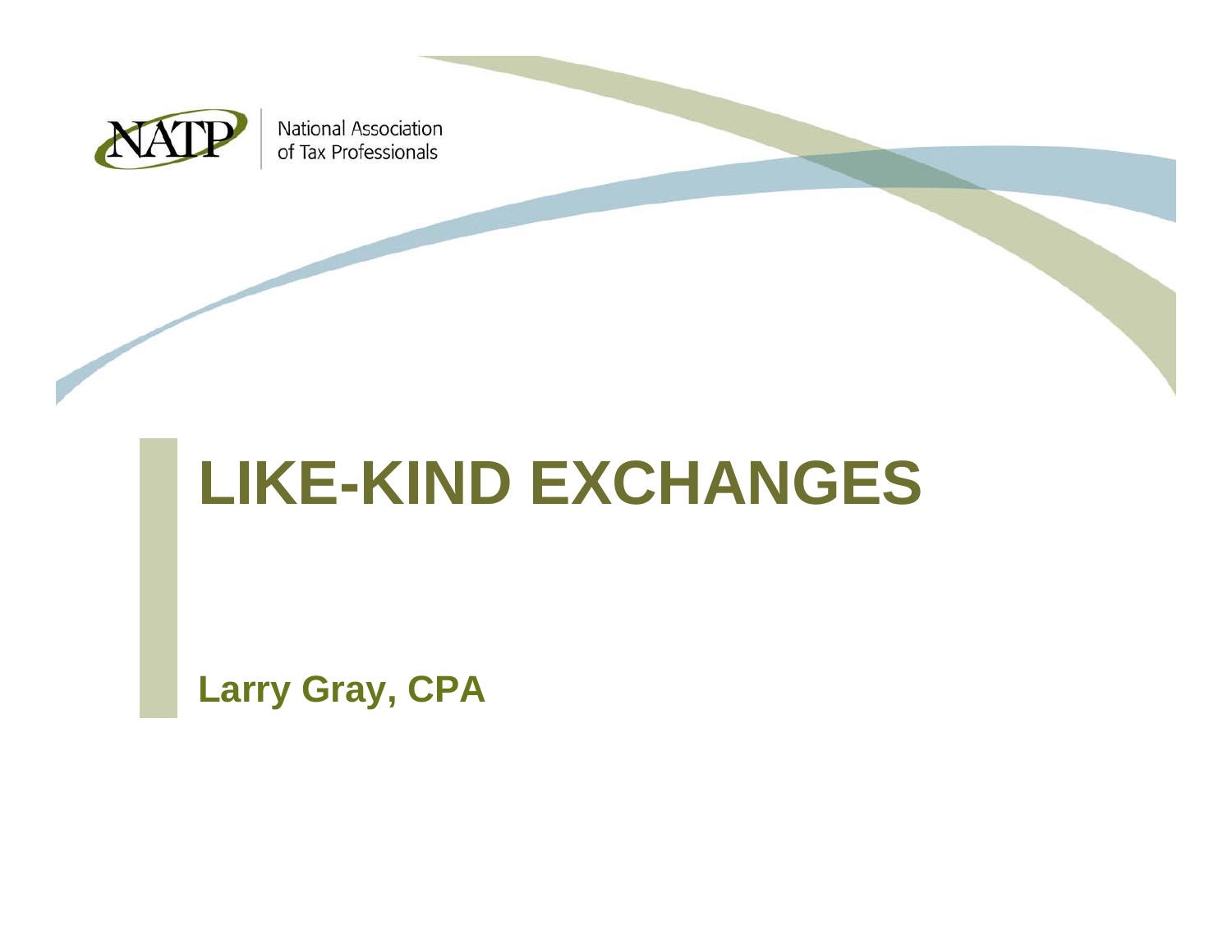NATP | National Association of Tax Professionals

# LIKE-KIND EXCHANGES

**Larry Gray, CPA**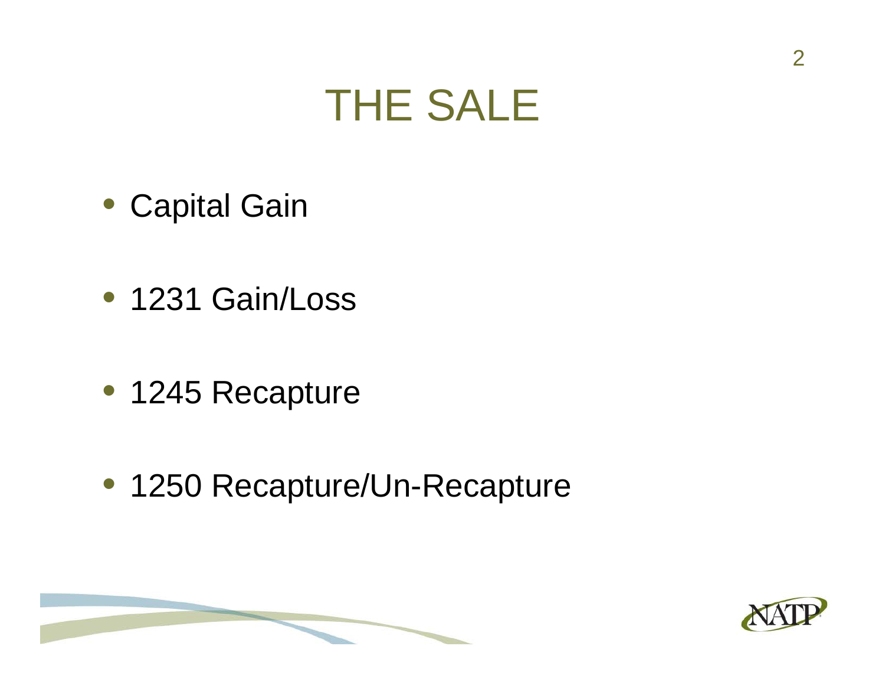# THE SALE

- Capital Gain
- 1231 Gain/Loss
- 1245 Recapture
- 1250 Recapture/Un-Recapture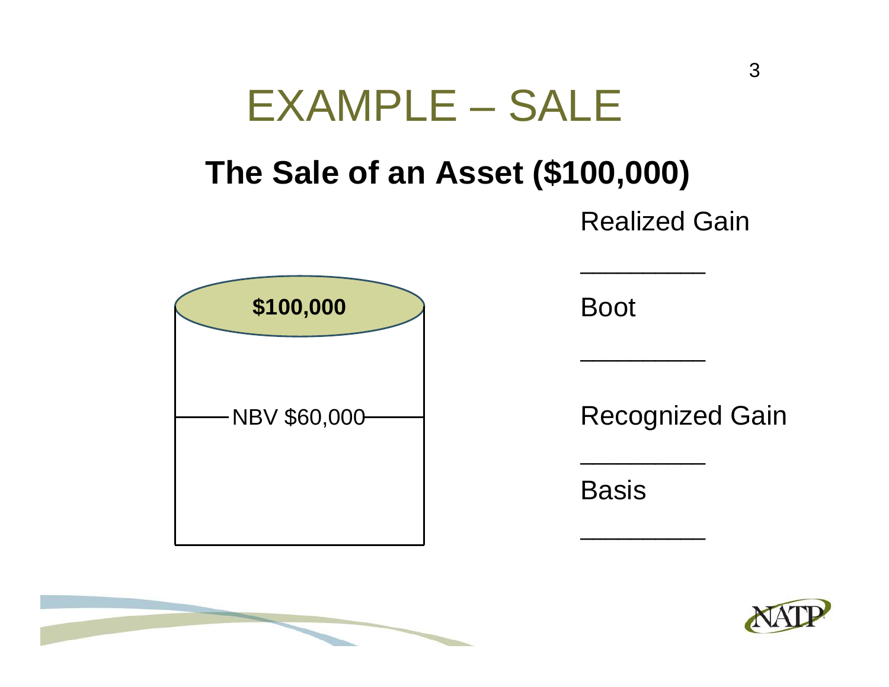# EXAMPLE – SALE

## The Sale of an Asset ($100,000)

**$100,000**

NBV $60,000

Realized Gain

\_\_\_\_\_\_\_\_\_

Boot

\_\_\_\_\_\_\_\_\_

Recognized Gain

\_\_\_\_\_\_\_\_\_

Basis

\_\_\_\_\_\_\_\_\_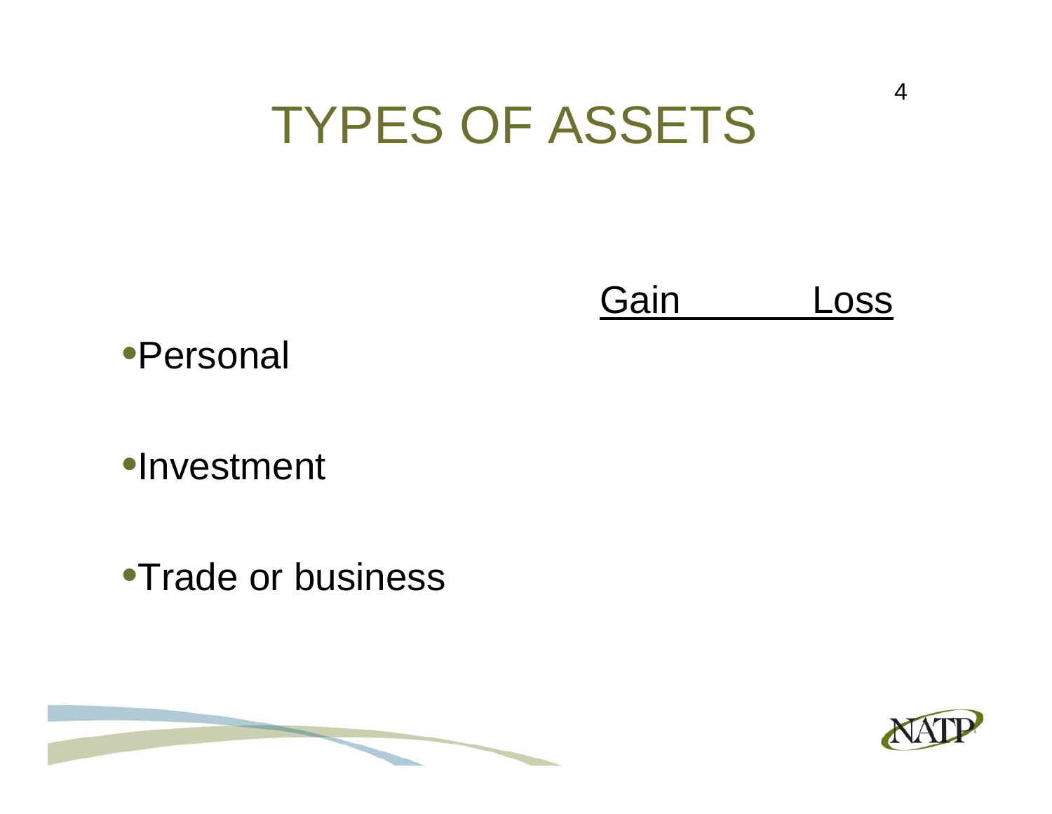# TYPES OF ASSETS

| | Gain | Loss |
|---|---|---|
| Personal | | |
| Investment | | |
| Trade or business | | |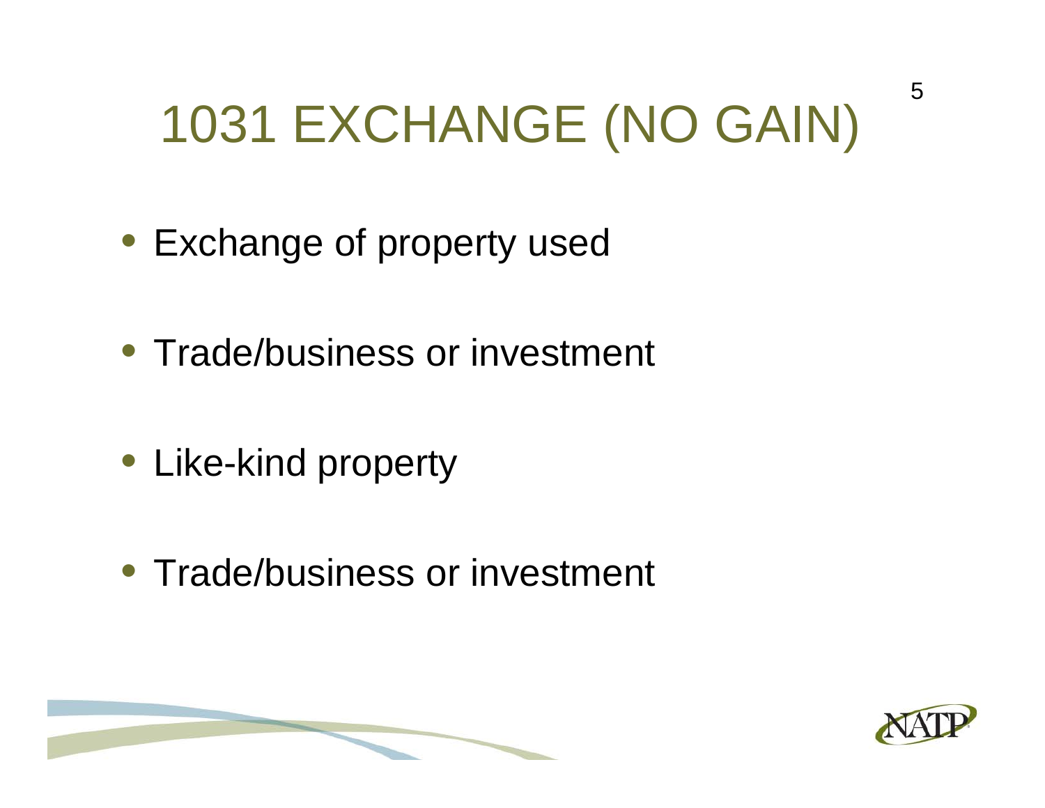# 1031 EXCHANGE (NO GAIN)

- Exchange of property used
- Trade/business or investment
- Like-kind property
- Trade/business or investment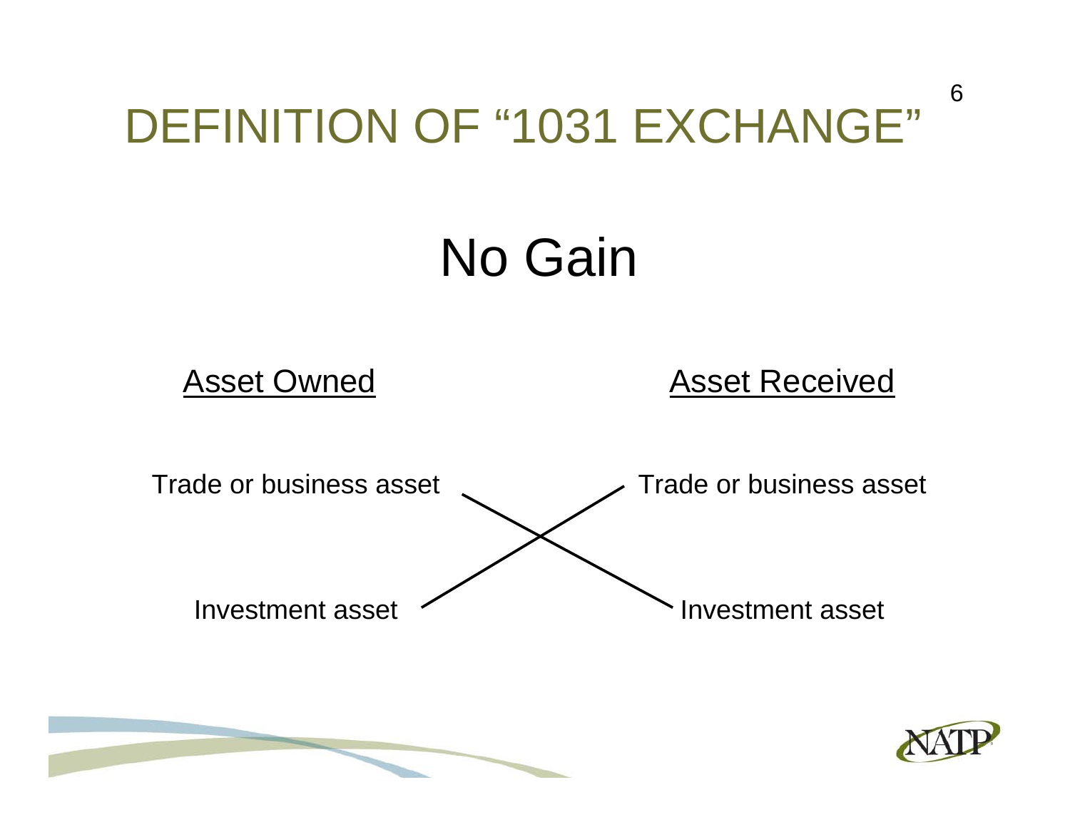# DEFINITION OF "1031 EXCHANGE"

## No Gain

| Asset Owned | Asset Received |
| --- | --- |
| Trade or business asset | Trade or business asset |
| Investment asset | Investment asset |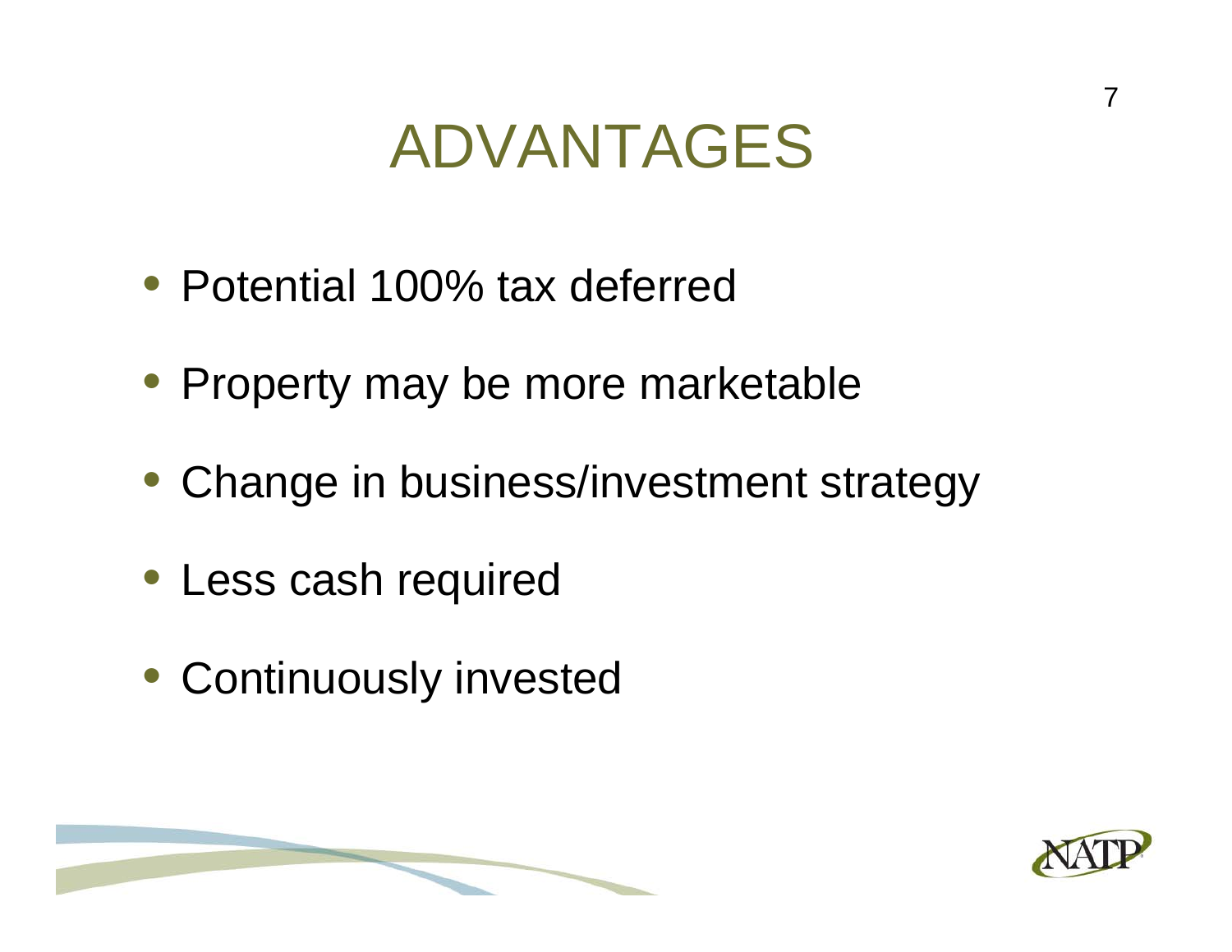# ADVANTAGES

- Potential 100% tax deferred
- Property may be more marketable
- Change in business/investment strategy
- Less cash required
- Continuously invested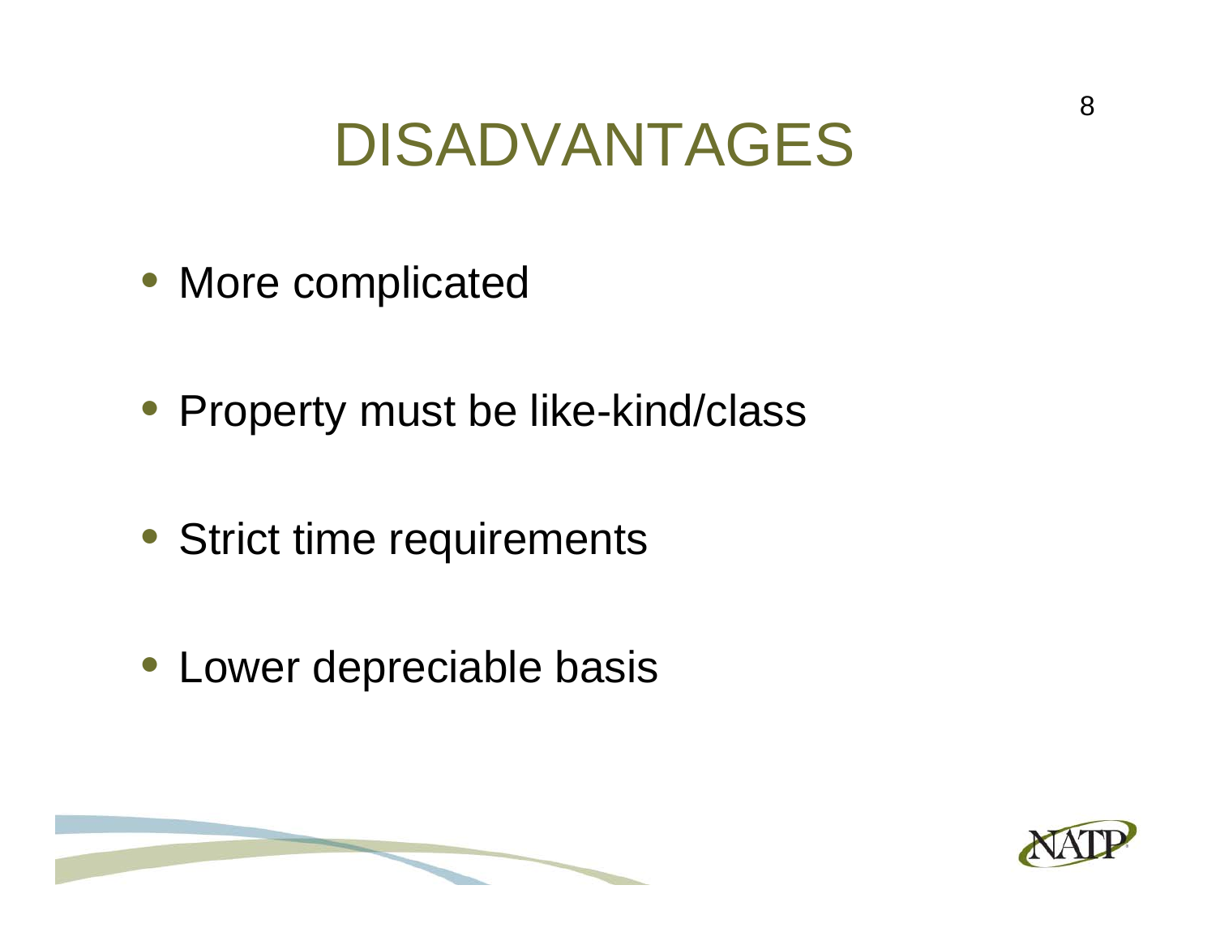# DISADVANTAGES

- More complicated
- Property must be like-kind/class
- Strict time requirements
- Lower depreciable basis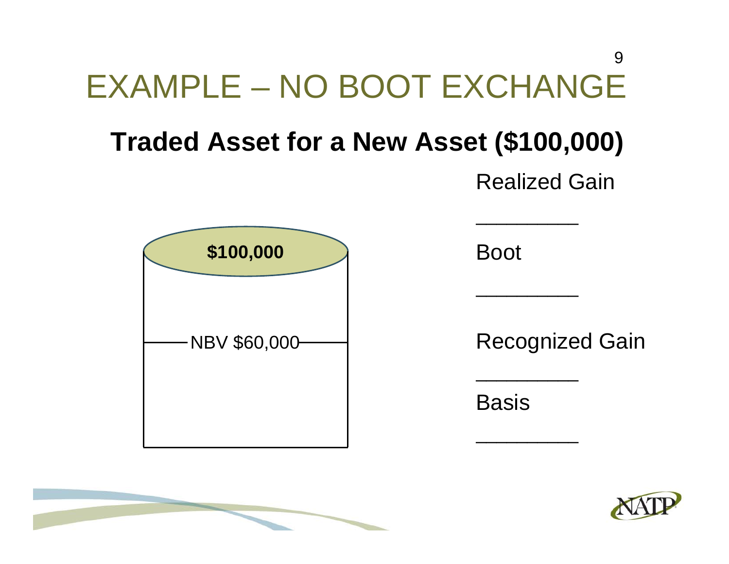# EXAMPLE – NO BOOT EXCHANGE

## Traded Asset for a New Asset ($100,000)

**$100,000**

NBV $60,000

Realized Gain

\_\_\_\_\_\_\_\_\_

Boot

\_\_\_\_\_\_\_\_\_

Recognized Gain

\_\_\_\_\_\_\_\_\_

Basis

\_\_\_\_\_\_\_\_\_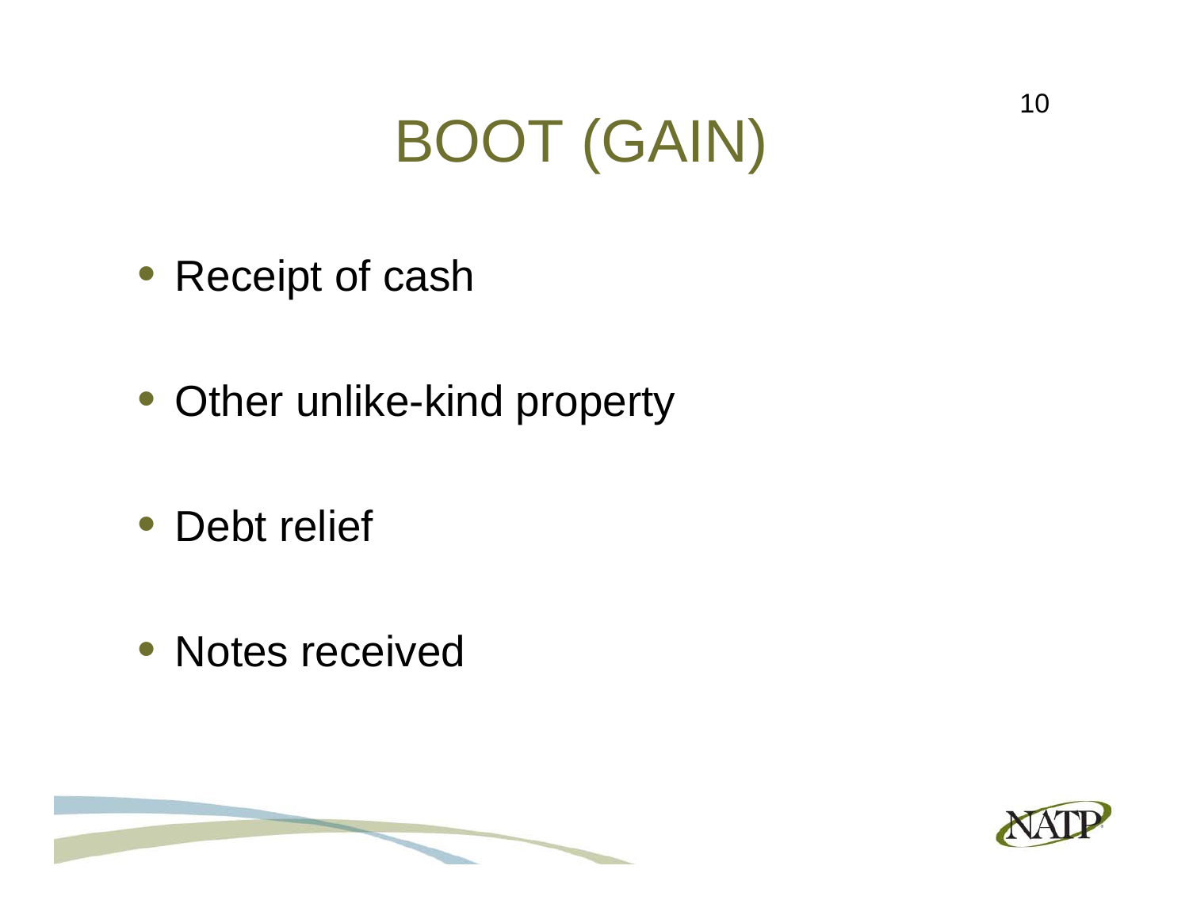# BOOT (GAIN)

- Receipt of cash
- Other unlike-kind property
- Debt relief
- Notes received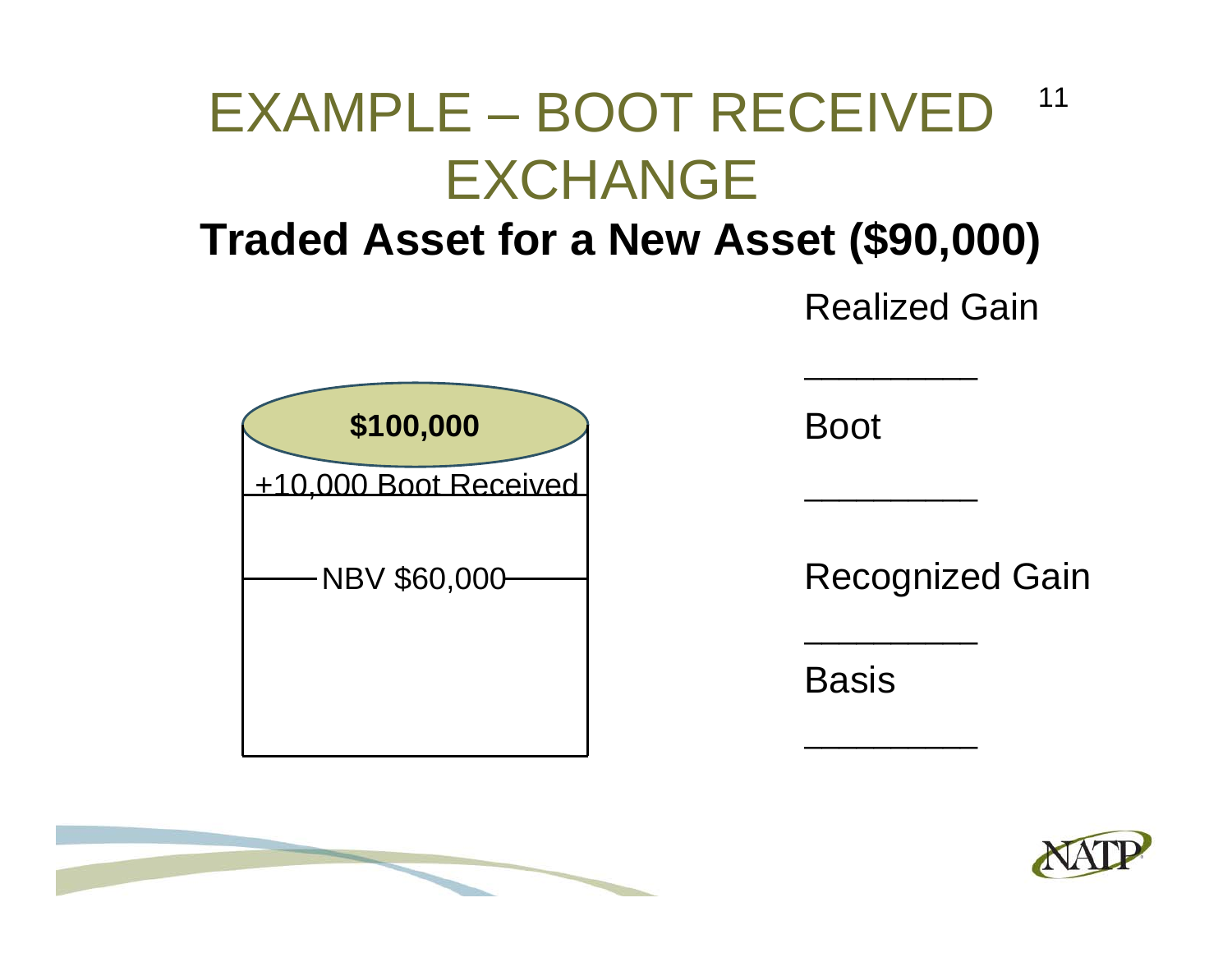# EXAMPLE – BOOT RECEIVED EXCHANGE

## Traded Asset for a New Asset ($90,000)

**$100,000**

+10,000 Boot Received

NBV $60,000

Realized Gain

_________

Boot

_________

Recognized Gain

_________

Basis

_________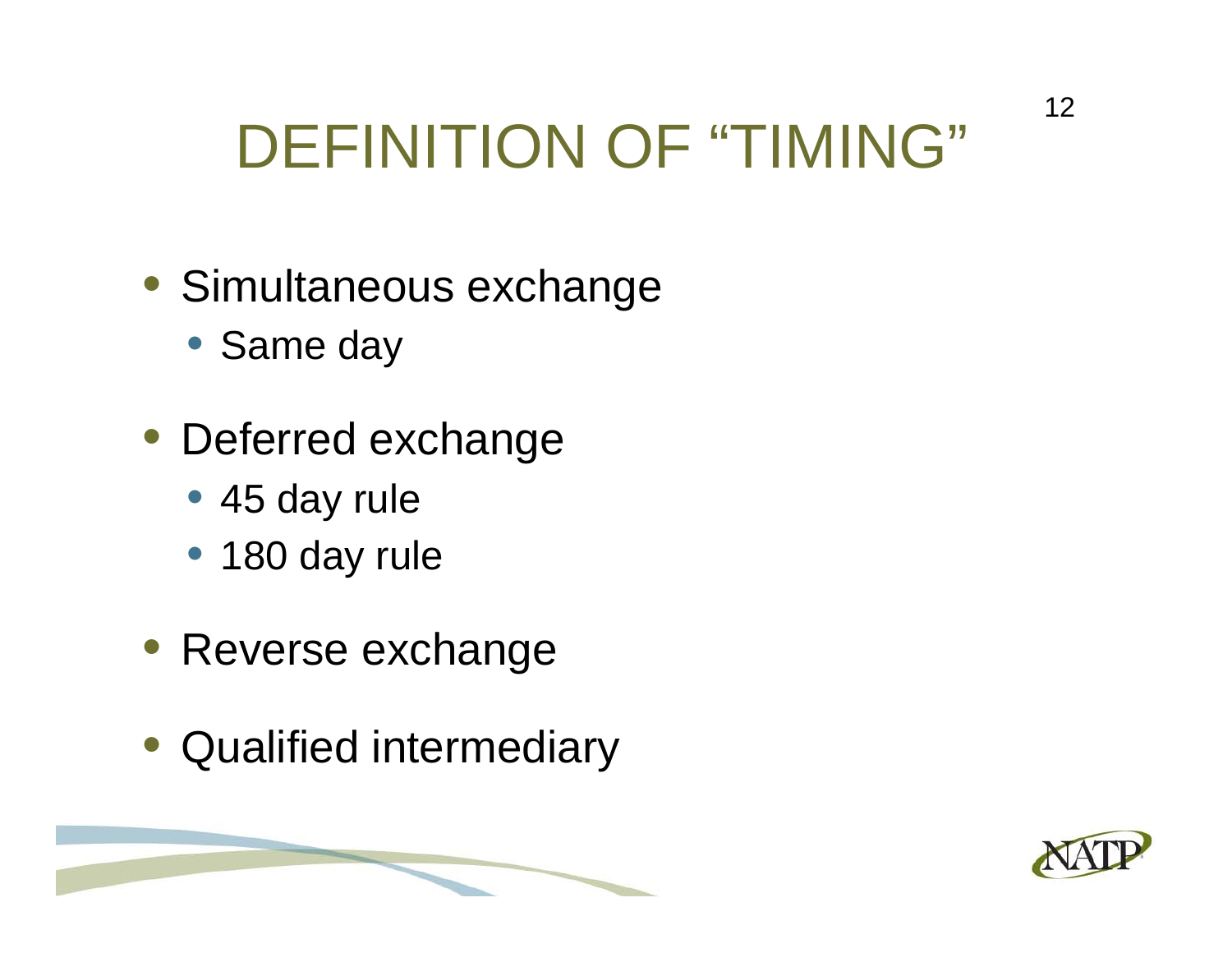# DEFINITION OF "TIMING"

- Simultaneous exchange
  - Same day
- Deferred exchange
  - 45 day rule
  - 180 day rule
- Reverse exchange
- Qualified intermediary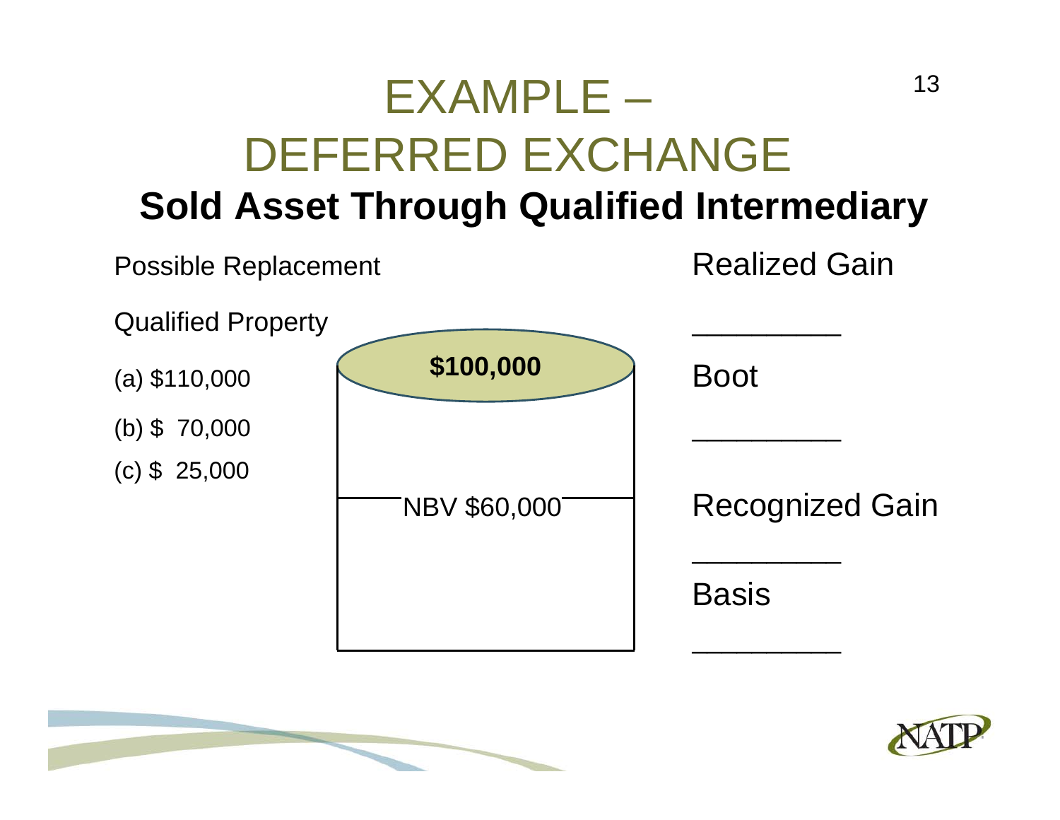# EXAMPLE – DEFERRED EXCHANGE

## Sold Asset Through Qualified Intermediary

Possible Replacement

Qualified Property

(a) $110,000

(b) $ 70,000

(c) $ 25,000

**$100,000**

NBV $60,000

Realized Gain

________

Boot

________

Recognized Gain

________

Basis

________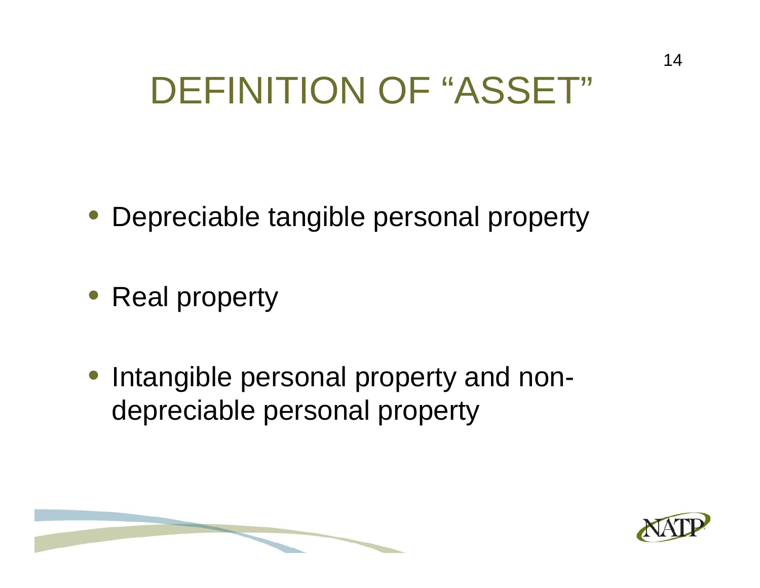# DEFINITION OF "ASSET"

- Depreciable tangible personal property
- Real property
- Intangible personal property and non-depreciable personal property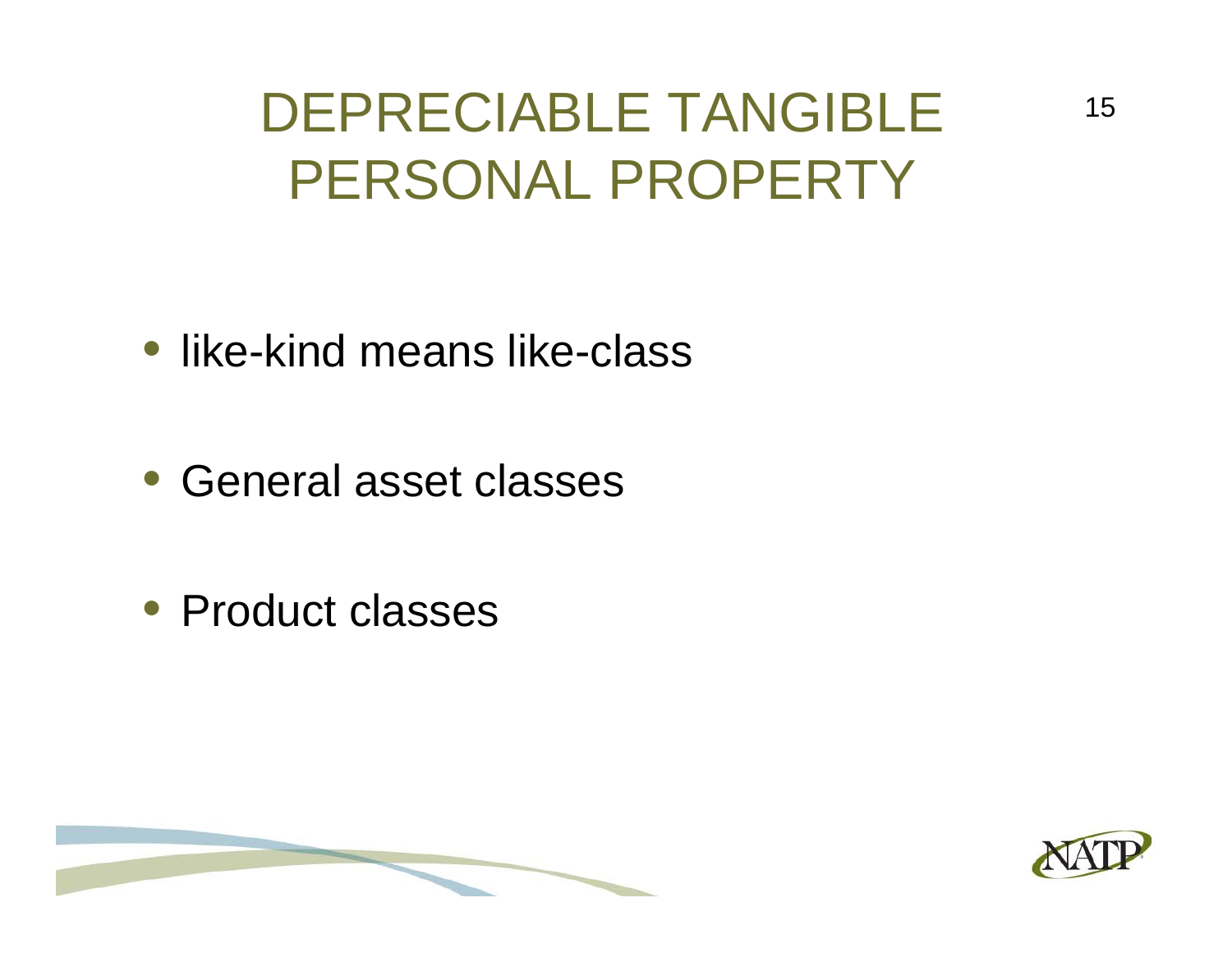# DEPRECIABLE TANGIBLE PERSONAL PROPERTY

- like-kind means like-class
- General asset classes
- Product classes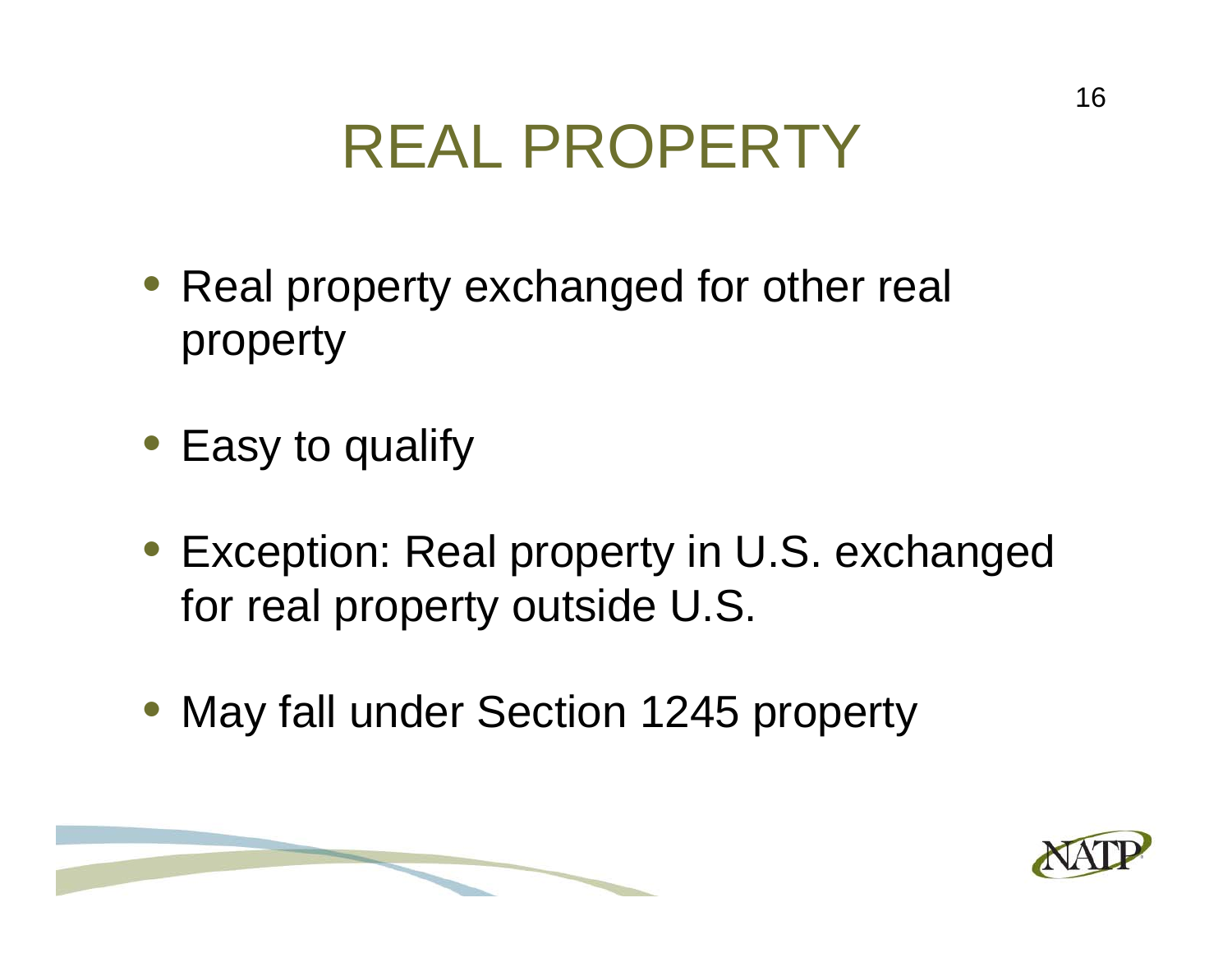# REAL PROPERTY

- Real property exchanged for other real property
- Easy to qualify
- Exception: Real property in U.S. exchanged for real property outside U.S.
- May fall under Section 1245 property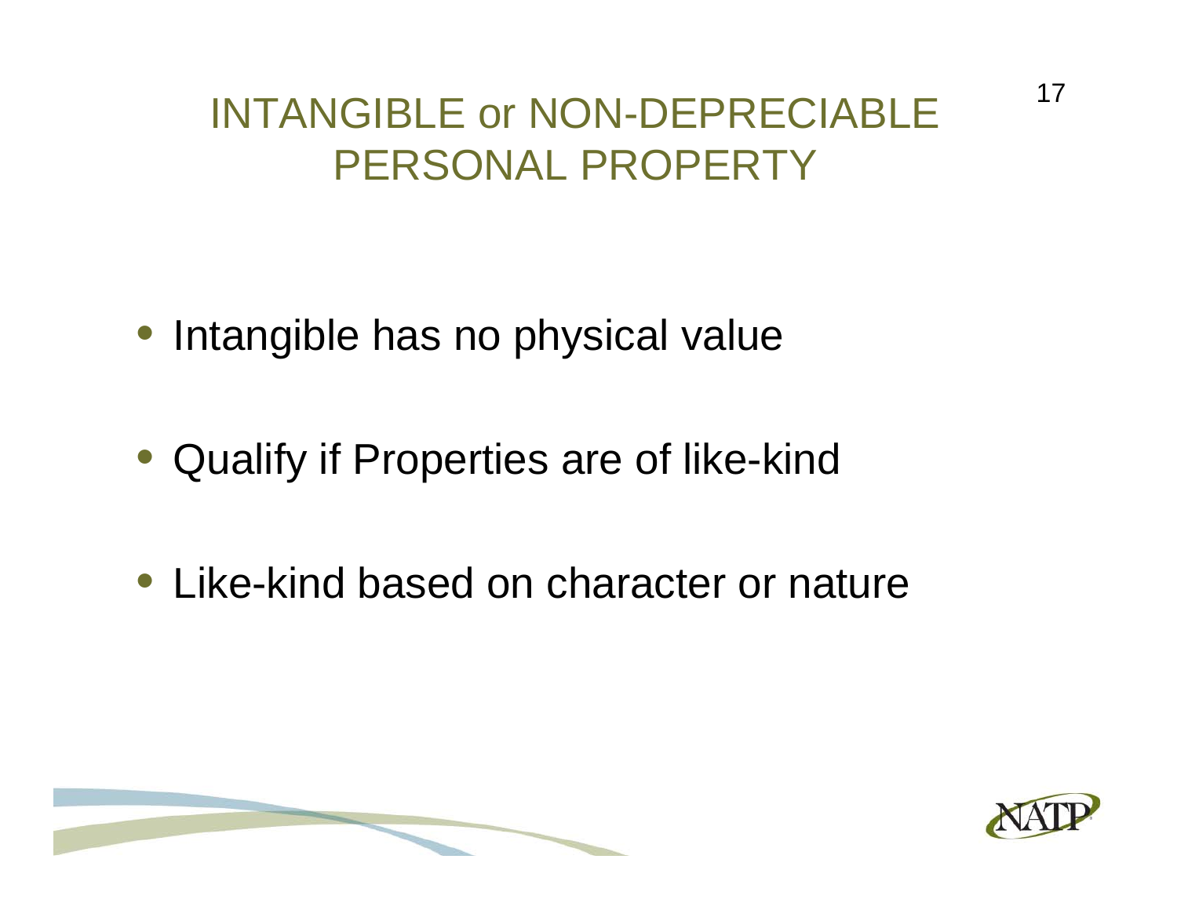# INTANGIBLE or NON-DEPRECIABLE PERSONAL PROPERTY

- Intangible has no physical value
- Qualify if Properties are of like-kind
- Like-kind based on character or nature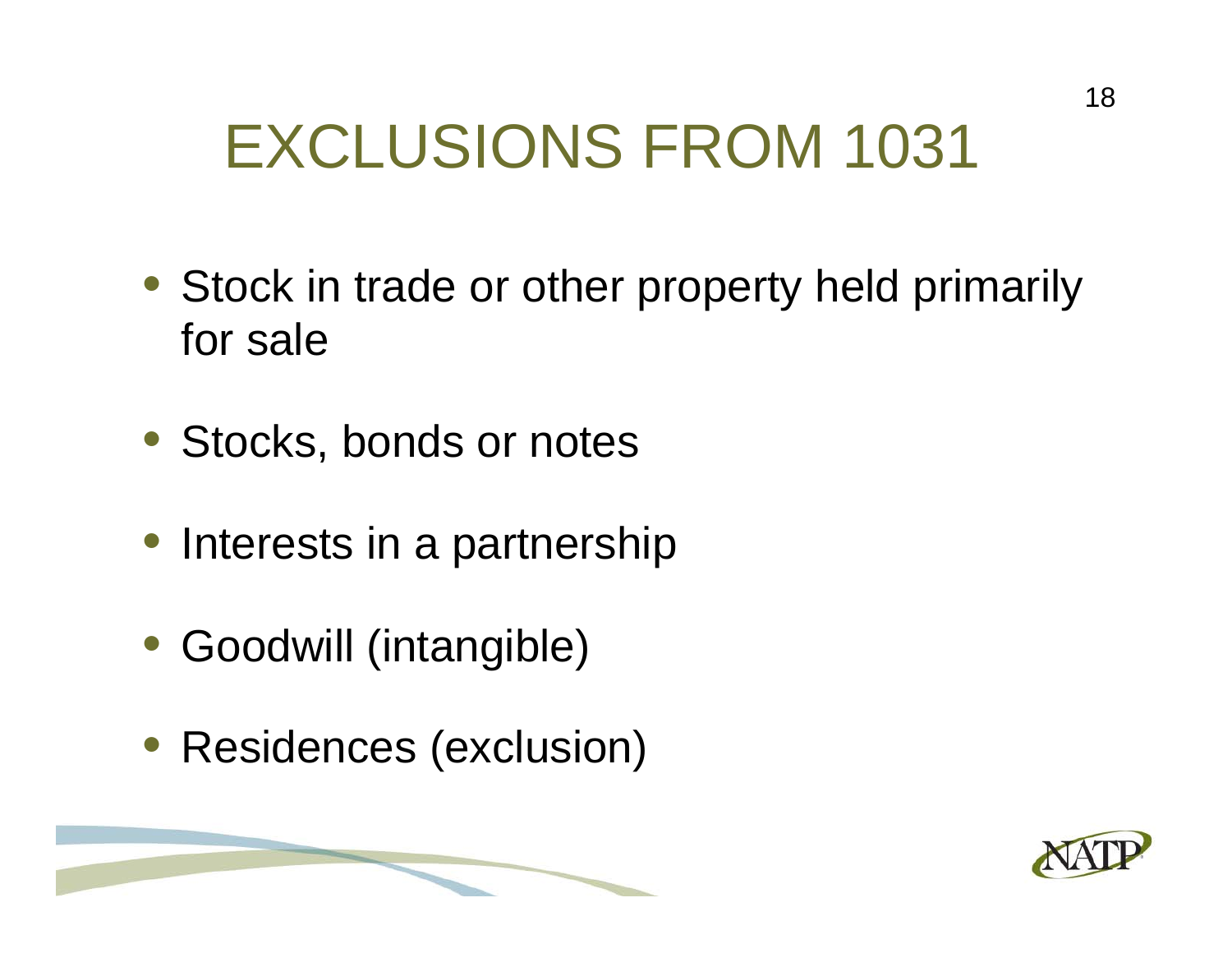# EXCLUSIONS FROM 1031

- Stock in trade or other property held primarily for sale
- Stocks, bonds or notes
- Interests in a partnership
- Goodwill (intangible)
- Residences (exclusion)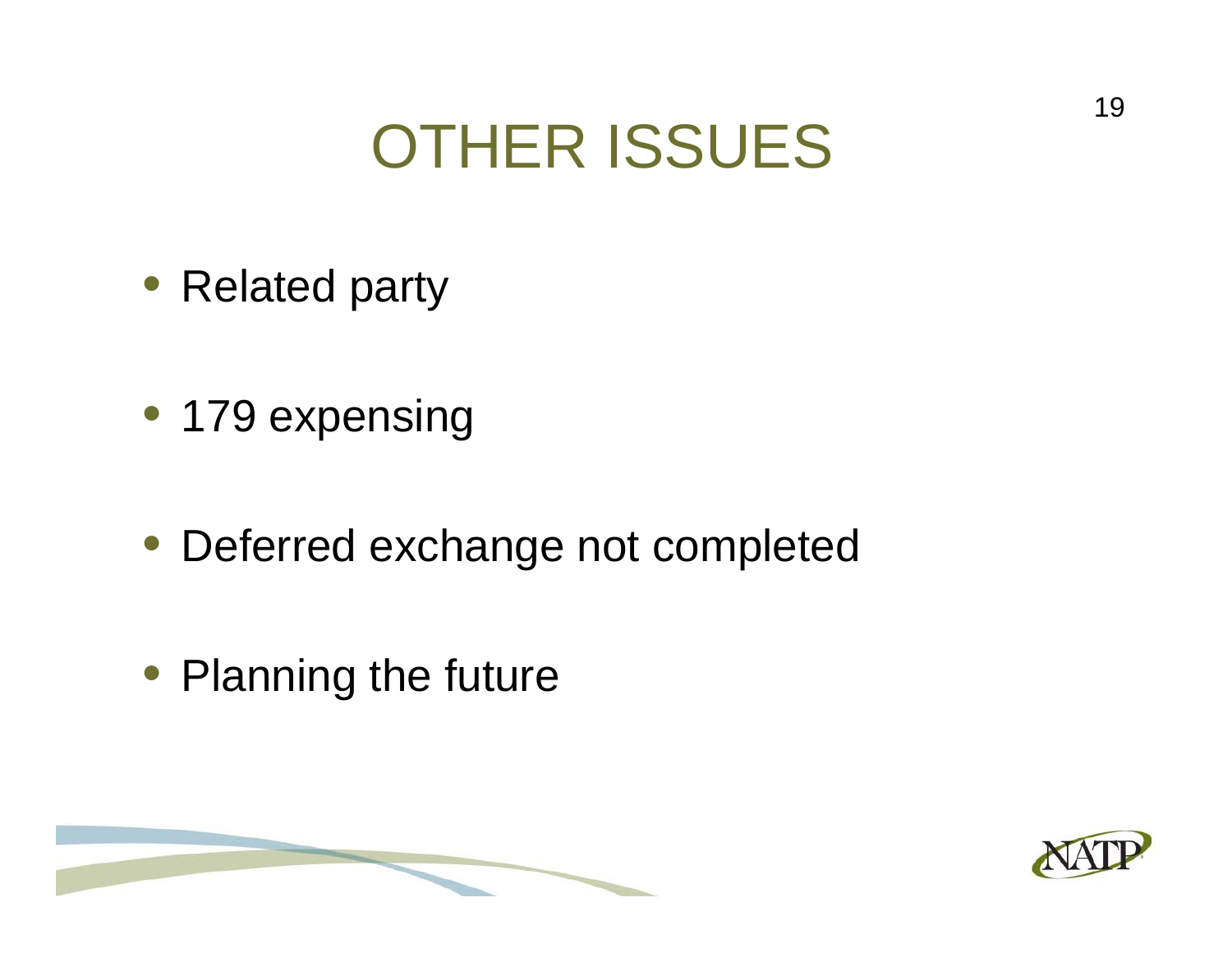# OTHER ISSUES

- Related party
- 179 expensing
- Deferred exchange not completed
- Planning the future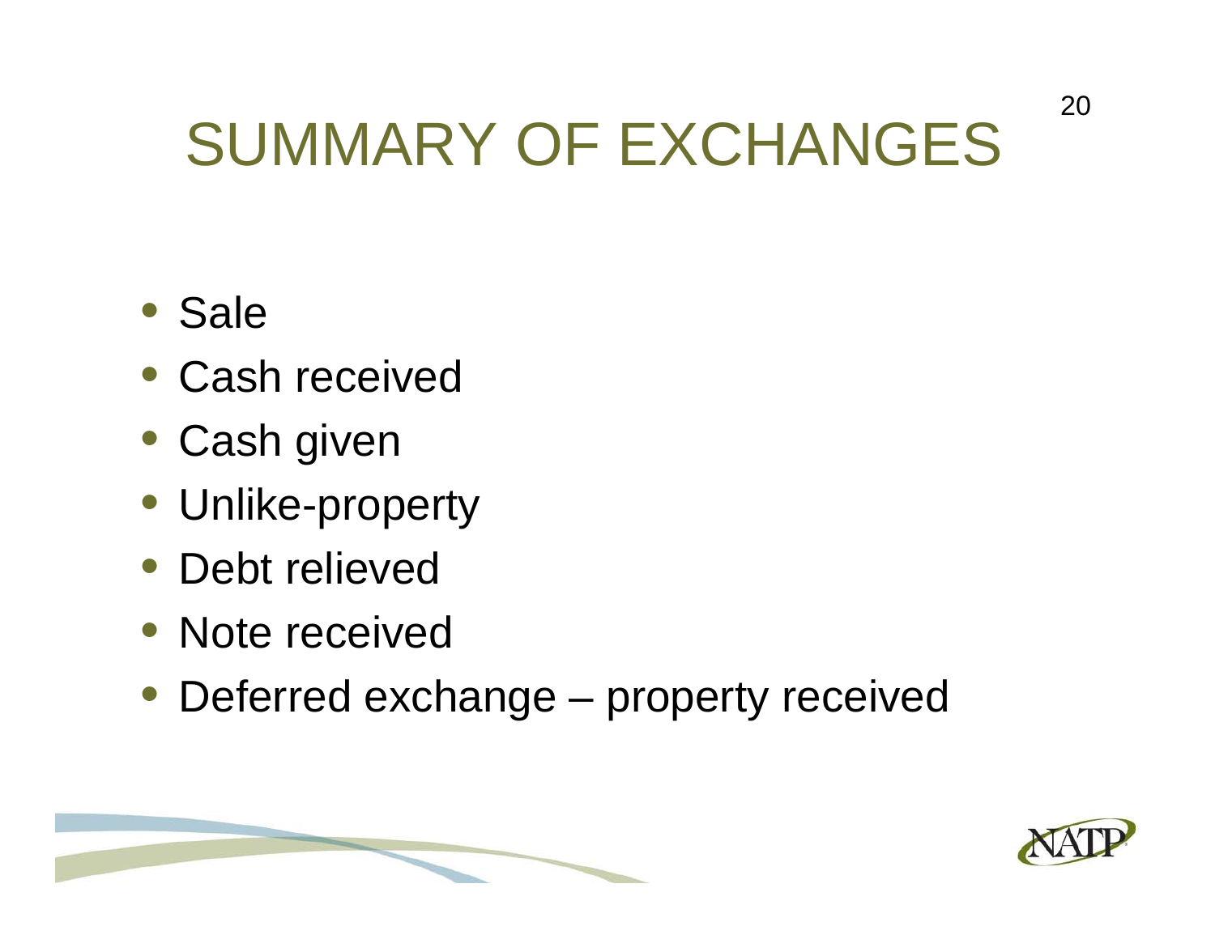# SUMMARY OF EXCHANGES

- Sale
- Cash received
- Cash given
- Unlike-property
- Debt relieved
- Note received
- Deferred exchange – property received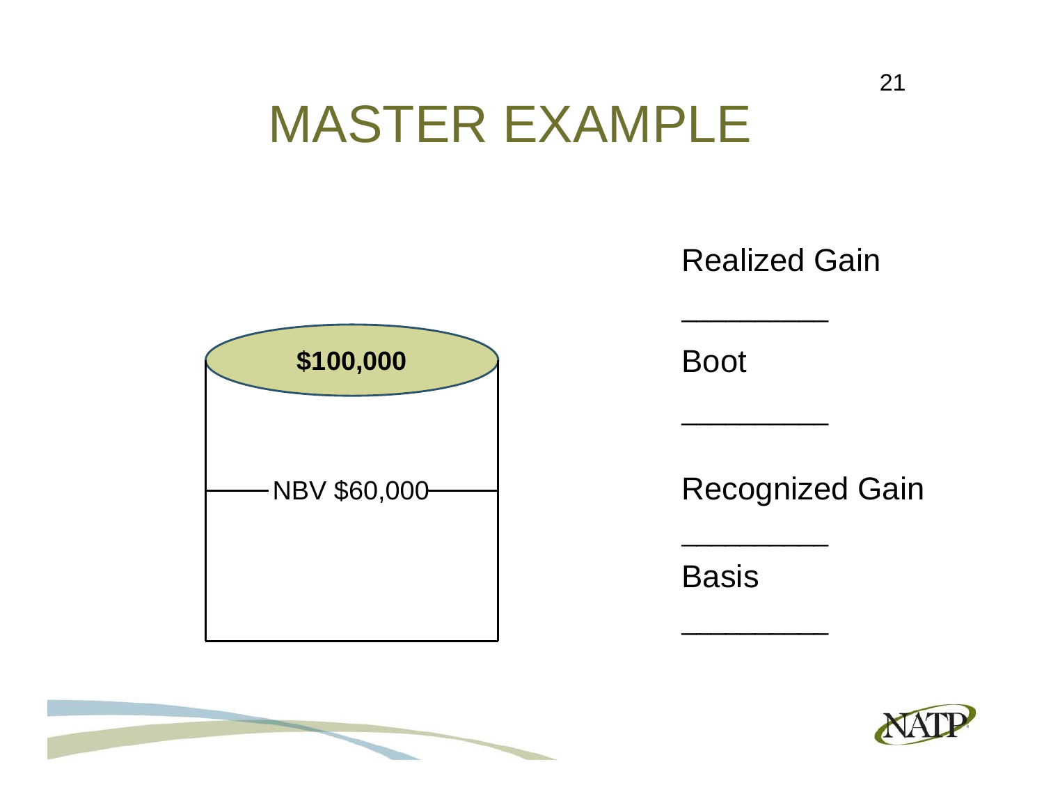# MASTER EXAMPLE

**$100,000**

NBV $60,000

Realized Gain

_________

Boot

_________

Recognized Gain

_________

Basis

_________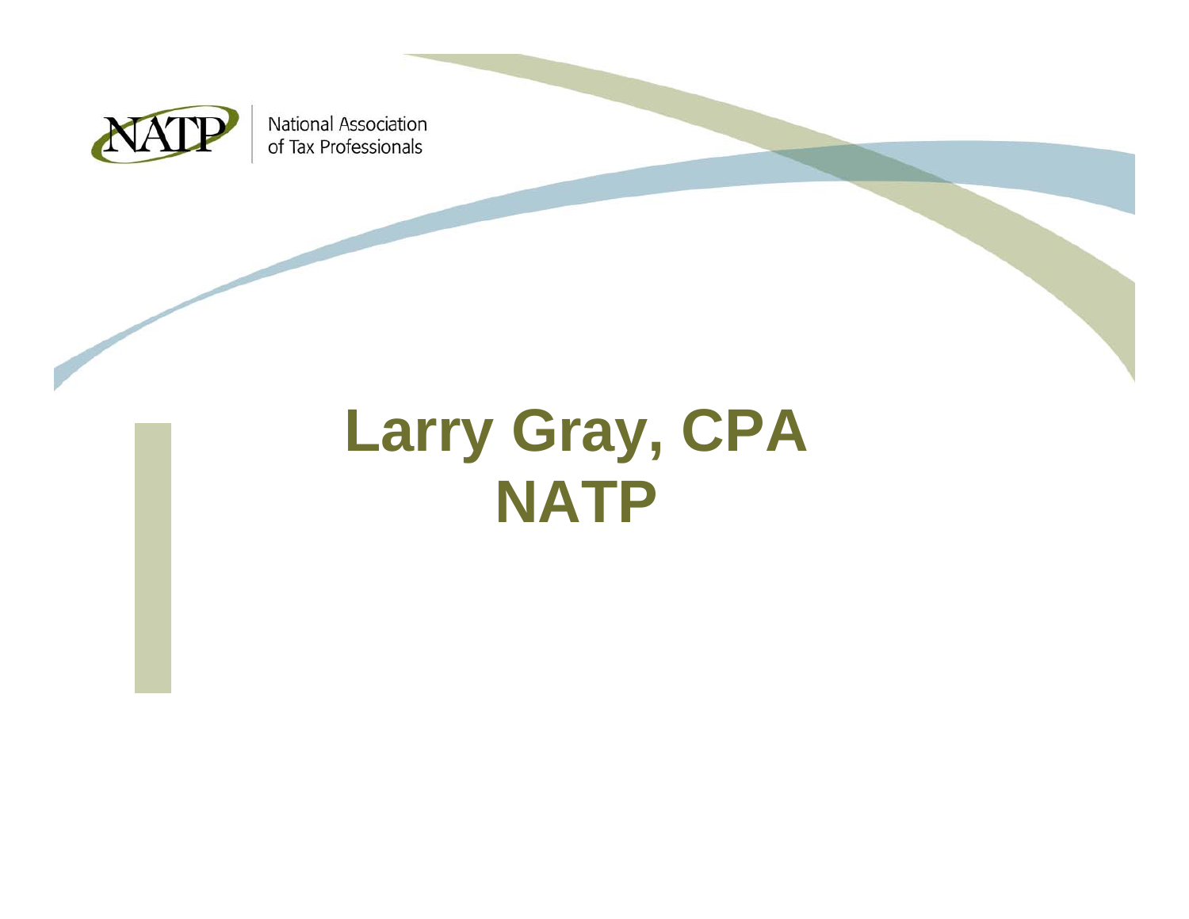NATP

National Association of Tax Professionals

# Larry Gray, CPA
# NATP